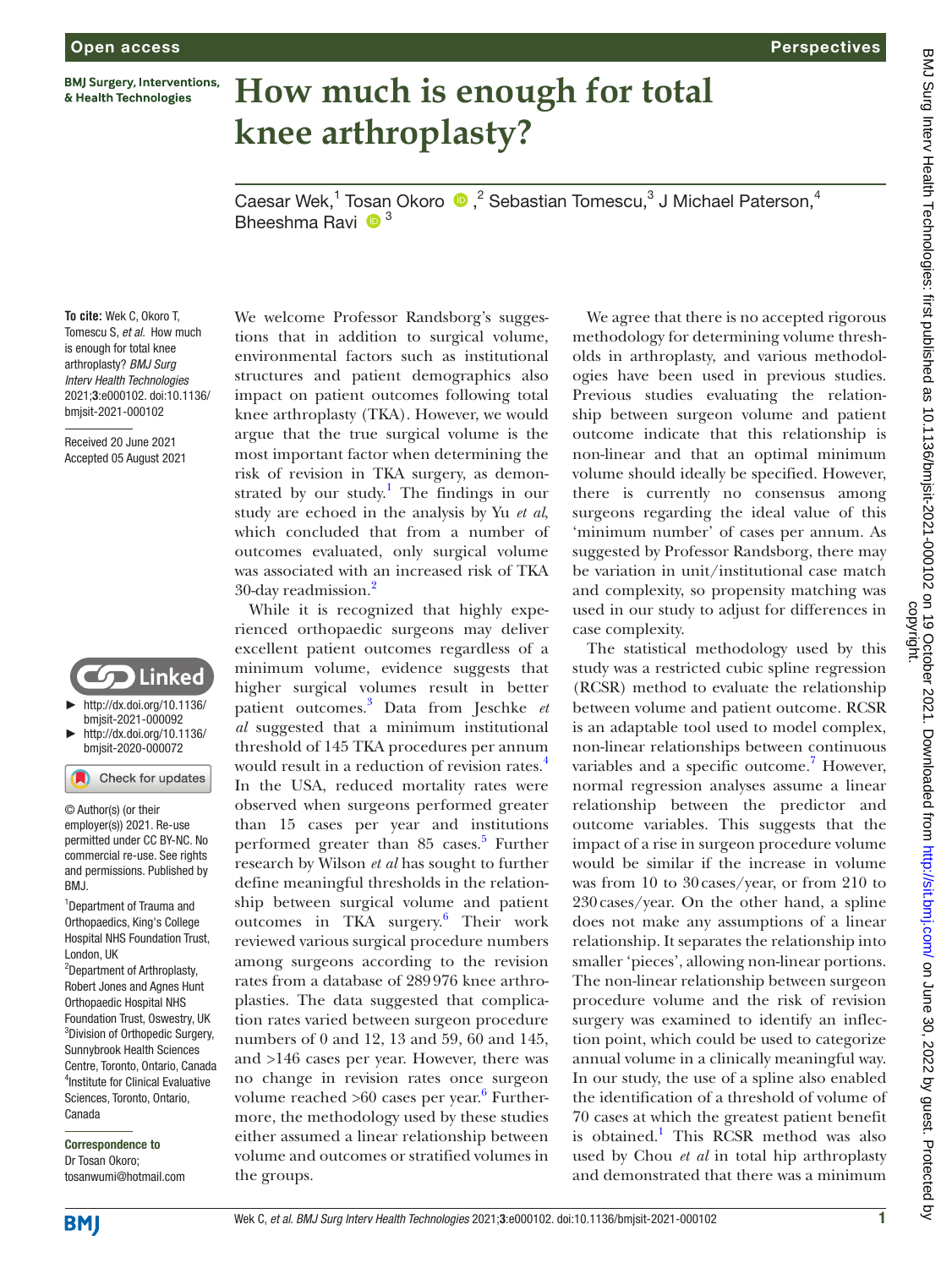# How much is enough for total knee arthroplasty?

Caesar Wek,[1] Tosan Okoro,[2] Sebastian Tomescu,[3] J Michael Paterson,[4] Bheeshma Ravi[3]

**To cite:** Wek C, Okoro T, Tomescu S, *et al*. How much is enough for total knee arthroplasty? *BMJ Surg Interv Health Technologies* 2021;**3**:e000102. doi:10.1136/bmjsit-2021-000102

Received 20 June 2021
Accepted 05 August 2021

Linked

- http://dx.doi.org/10.1136/bmjsit-2021-000092
- http://dx.doi.org/10.1136/bmjsit-2020-000072

© Author(s) (or their employer(s)) 2021. Re-use permitted under CC BY-NC. No commercial re-use. See rights and permissions. Published by BMJ.

[1]Department of Trauma and Orthopaedics, King's College Hospital NHS Foundation Trust, London, UK
[2]Department of Arthroplasty, Robert Jones and Agnes Hunt Orthopaedic Hospital NHS Foundation Trust, Oswestry, UK
[3]Division of Orthopedic Surgery, Sunnybrook Health Sciences Centre, Toronto, Ontario, Canada
[4]Institute for Clinical Evaluative Sciences, Toronto, Ontario, Canada

**Correspondence to**
Dr Tosan Okoro;
tosanwumi@hotmail.com

We welcome Professor Randsborg's suggestions that in addition to surgical volume, environmental factors such as institutional structures and patient demographics also impact on patient outcomes following total knee arthroplasty (TKA). However, we would argue that the true surgical volume is the most important factor when determining the risk of revision in TKA surgery, as demonstrated by our study.[1] The findings in our study are echoed in the analysis by Yu *et al*, which concluded that from a number of outcomes evaluated, only surgical volume was associated with an increased risk of TKA 30-day readmission.[2]

While it is recognized that highly experienced orthopaedic surgeons may deliver excellent patient outcomes regardless of a minimum volume, evidence suggests that higher surgical volumes result in better patient outcomes.[3] Data from Jeschke *et al* suggested that a minimum institutional threshold of 145 TKA procedures per annum would result in a reduction of revision rates.[4] In the USA, reduced mortality rates were observed when surgeons performed greater than 15 cases per year and institutions performed greater than 85 cases.[5] Further research by Wilson *et al* has sought to further define meaningful thresholds in the relationship between surgical volume and patient outcomes in TKA surgery.[6] Their work reviewed various surgical procedure numbers among surgeons according to the revision rates from a database of 289 976 knee arthroplasties. The data suggested that complication rates varied between surgeon procedure numbers of 0 and 12, 13 and 59, 60 and 145, and >146 cases per year. However, there was no change in revision rates once surgeon volume reached >60 cases per year.[6] Furthermore, the methodology used by these studies either assumed a linear relationship between volume and outcomes or stratified volumes in the groups.

We agree that there is no accepted rigorous methodology for determining volume thresholds in arthroplasty, and various methodologies have been used in previous studies. Previous studies evaluating the relationship between surgeon volume and patient outcome indicate that this relationship is non-linear and that an optimal minimum volume should ideally be specified. However, there is currently no consensus among surgeons regarding the ideal value of this 'minimum number' of cases per annum. As suggested by Professor Randsborg, there may be variation in unit/institutional case match and complexity, so propensity matching was used in our study to adjust for differences in case complexity.

The statistical methodology used by this study was a restricted cubic spline regression (RCSR) method to evaluate the relationship between volume and patient outcome. RCSR is an adaptable tool used to model complex, non-linear relationships between continuous variables and a specific outcome.[7] However, normal regression analyses assume a linear relationship between the predictor and outcome variables. This suggests that the impact of a rise in surgeon procedure volume would be similar if the increase in volume was from 10 to 30 cases/year, or from 210 to 230 cases/year. On the other hand, a spline does not make any assumptions of a linear relationship. It separates the relationship into smaller 'pieces', allowing non-linear portions. The non-linear relationship between surgeon procedure volume and the risk of revision surgery was examined to identify an inflection point, which could be used to categorize annual volume in a clinically meaningful way. In our study, the use of a spline also enabled the identification of a threshold of volume of 70 cases at which the greatest patient benefit is obtained.[1] This RCSR method was also used by Chou *et al* in total hip arthroplasty and demonstrated that there was a minimum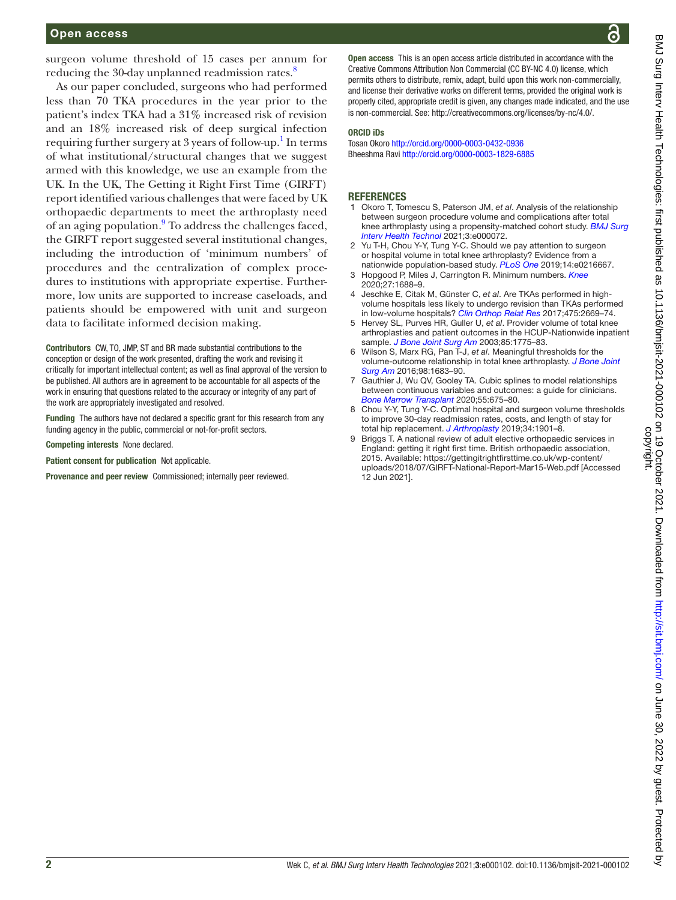surgeon volume threshold of 15 cases per annum for reducing the 30-day unplanned readmission rates.[8]

As our paper concluded, surgeons who had performed less than 70 TKA procedures in the year prior to the patient's index TKA had a 31% increased risk of revision and an 18% increased risk of deep surgical infection requiring further surgery at 3 years of follow-up.[1] In terms of what institutional/structural changes that we suggest armed with this knowledge, we use an example from the UK. In the UK, The Getting it Right First Time (GIRFT) report identified various challenges that were faced by UK orthopaedic departments to meet the arthroplasty need of an aging population.[9] To address the challenges faced, the GIRFT report suggested several institutional changes, including the introduction of 'minimum numbers' of procedures and the centralization of complex procedures to institutions with appropriate expertise. Furthermore, low units are supported to increase caseloads, and patients should be empowered with unit and surgeon data to facilitate informed decision making.

**Contributors** CW, TO, JMP, ST and BR made substantial contributions to the conception or design of the work presented, drafting the work and revising it critically for important intellectual content; as well as final approval of the version to be published. All authors are in agreement to be accountable for all aspects of the work in ensuring that questions related to the accuracy or integrity of any part of the work are appropriately investigated and resolved.

**Funding** The authors have not declared a specific grant for this research from any funding agency in the public, commercial or not-for-profit sectors.

**Competing interests** None declared.

**Patient consent for publication** Not applicable.

**Provenance and peer review** Commissioned; internally peer reviewed.

**Open access** This is an open access article distributed in accordance with the Creative Commons Attribution Non Commercial (CC BY-NC 4.0) license, which permits others to distribute, remix, adapt, build upon this work non-commercially, and license their derivative works on different terms, provided the original work is properly cited, appropriate credit is given, any changes made indicated, and the use is non-commercial. See: http://creativecommons.org/licenses/by-nc/4.0/.

**ORCID iDs**

Tosan Okoro http://orcid.org/0000-0003-0432-0936
Bheeshma Ravi http://orcid.org/0000-0003-1829-6885

## REFERENCES

1. Okoro T, Tomescu S, Paterson JM, *et al*. Analysis of the relationship between surgeon procedure volume and complications after total knee arthroplasty using a propensity-matched cohort study. *BMJ Surg Interv Health Technol* 2021;3:e000072.
2. Yu T-H, Chou Y-Y, Tung Y-C. Should we pay attention to surgeon or hospital volume in total knee arthroplasty? Evidence from a nationwide population-based study. *PLoS One* 2019;14:e0216667.
3. Hopgood P, Miles J, Carrington R. Minimum numbers. *Knee* 2020;27:1688–9.
4. Jeschke E, Citak M, Günster C, *et al*. Are TKAs performed in high-volume hospitals less likely to undergo revision than TKAs performed in low-volume hospitals? *Clin Orthop Relat Res* 2017;475:2669–74.
5. Hervey SL, Purves HR, Guller U, *et al*. Provider volume of total knee arthroplasties and patient outcomes in the HCUP-Nationwide inpatient sample. *J Bone Joint Surg Am* 2003;85:1775–83.
6. Wilson S, Marx RG, Pan T-J, *et al*. Meaningful thresholds for the volume-outcome relationship in total knee arthroplasty. *J Bone Joint Surg Am* 2016;98:1683–90.
7. Gauthier J, Wu QV, Gooley TA. Cubic splines to model relationships between continuous variables and outcomes: a guide for clinicians. *Bone Marrow Transplant* 2020;55:675–80.
8. Chou Y-Y, Tung Y-C. Optimal hospital and surgeon volume thresholds to improve 30-day readmission rates, costs, and length of stay for total hip replacement. *J Arthroplasty* 2019;34:1901–8.
9. Briggs T. A national review of adult elective orthopaedic services in England: getting it right first time. British orthopaedic association, 2015. Available: https://gettingitrightfirsttime.co.uk/wp-content/uploads/2018/07/GIRFT-National-Report-Mar15-Web.pdf [Accessed 12 Jun 2021].